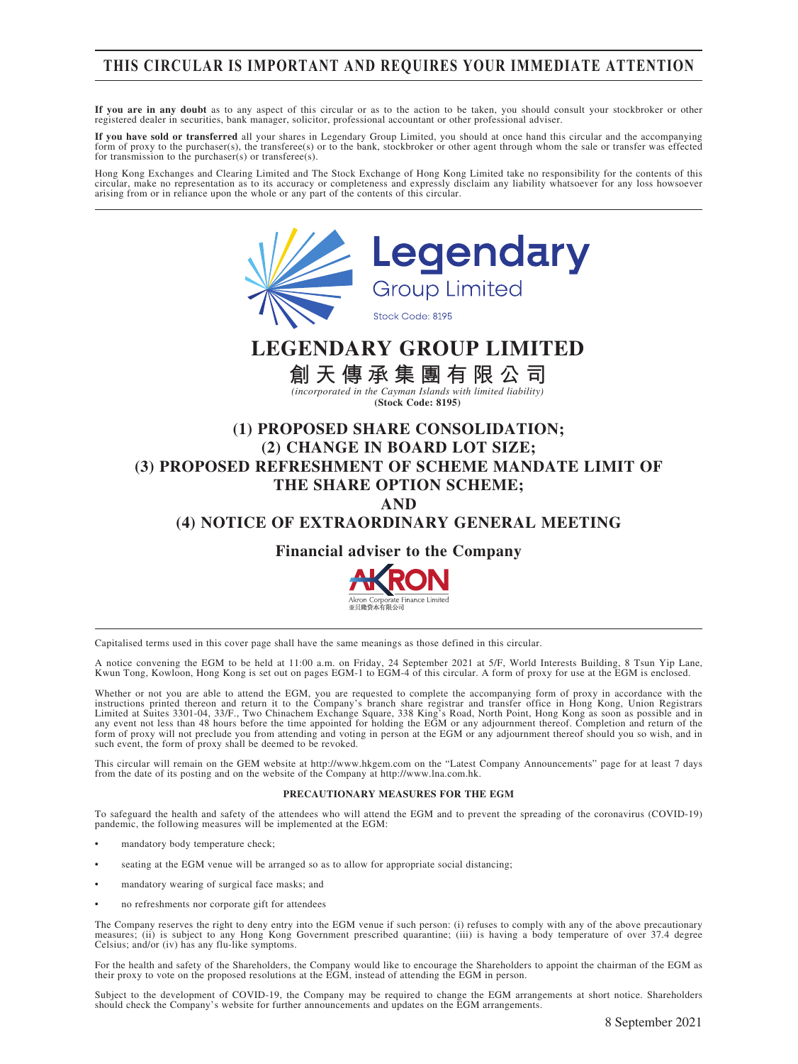# THIS CIRCULAR IS IMPORTANT AND REQUIRES YOUR IMMEDIATE ATTENTION

**If you are in any doubt** as to any aspect of this circular or as to the action to be taken, you should consult your stockbroker or other registered dealer in securities, bank manager, solicitor, professional accountant or other professional adviser.

**If you have sold or transferred** all your shares in Legendary Group Limited, you should at once hand this circular and the accompanying form of proxy to the purchaser(s), the transferee(s) or to the bank, stockbroker or other agent through whom the sale or transfer was effected for transmission to the purchaser(s) or transferee(s).

Hong Kong Exchanges and Clearing Limited and The Stock Exchange of Hong Kong Limited take no responsibility for the contents of this circular, make no representation as to its accuracy or completeness and expressly disclaim any liability whatsoever for any loss howsoever arising from or in reliance upon the whole or any part of the contents of this circular.

Legendary Group Limited
Stock Code: 8195

# LEGENDARY GROUP LIMITED

# 創天傳承集團有限公司

*(incorporated in the Cayman Islands with limited liability)*

**(Stock Code: 8195)**

## (1) PROPOSED SHARE CONSOLIDATION;
## (2) CHANGE IN BOARD LOT SIZE;
## (3) PROPOSED REFRESHMENT OF SCHEME MANDATE LIMIT OF THE SHARE OPTION SCHEME;
## AND
## (4) NOTICE OF EXTRAORDINARY GENERAL MEETING

**Financial adviser to the Company**

AKRON
Akron Corporate Finance Limited
亚贝隆资本有限公司

Capitalised terms used in this cover page shall have the same meanings as those defined in this circular.

A notice convening the EGM to be held at 11:00 a.m. on Friday, 24 September 2021 at 5/F, World Interests Building, 8 Tsun Yip Lane, Kwun Tong, Kowloon, Hong Kong is set out on pages EGM-1 to EGM-4 of this circular. A form of proxy for use at the EGM is enclosed.

Whether or not you are able to attend the EGM, you are requested to complete the accompanying form of proxy in accordance with the instructions printed thereon and return it to the Company's branch share registrar and transfer office in Hong Kong, Union Registrars Limited at Suites 3301-04, 33/F., Two Chinachem Exchange Square, 338 King's Road, North Point, Hong Kong as soon as possible and in any event not less than 48 hours before the time appointed for holding the EGM or any adjournment thereof. Completion and return of the form of proxy will not preclude you from attending and voting in person at the EGM or any adjournment thereof should you so wish, and in such event, the form of proxy shall be deemed to be revoked.

This circular will remain on the GEM website at http://www.hkgem.com on the "Latest Company Announcements" page for at least 7 days from the date of its posting and on the website of the Company at http://www.lna.com.hk.

**PRECAUTIONARY MEASURES FOR THE EGM**

To safeguard the health and safety of the attendees who will attend the EGM and to prevent the spreading of the coronavirus (COVID-19) pandemic, the following measures will be implemented at the EGM:

- mandatory body temperature check;
- seating at the EGM venue will be arranged so as to allow for appropriate social distancing;
- mandatory wearing of surgical face masks; and
- no refreshments nor corporate gift for attendees

The Company reserves the right to deny entry into the EGM venue if such person: (i) refuses to comply with any of the above precautionary measures; (ii) is subject to any Hong Kong Government prescribed quarantine; (iii) is having a body temperature of over 37.4 degree Celsius; and/or (iv) has any flu-like symptoms.

For the health and safety of the Shareholders, the Company would like to encourage the Shareholders to appoint the chairman of the EGM as their proxy to vote on the proposed resolutions at the EGM, instead of attending the EGM in person.

Subject to the development of COVID-19, the Company may be required to change the EGM arrangements at short notice. Shareholders should check the Company's website for further announcements and updates on the EGM arrangements.

8 September 2021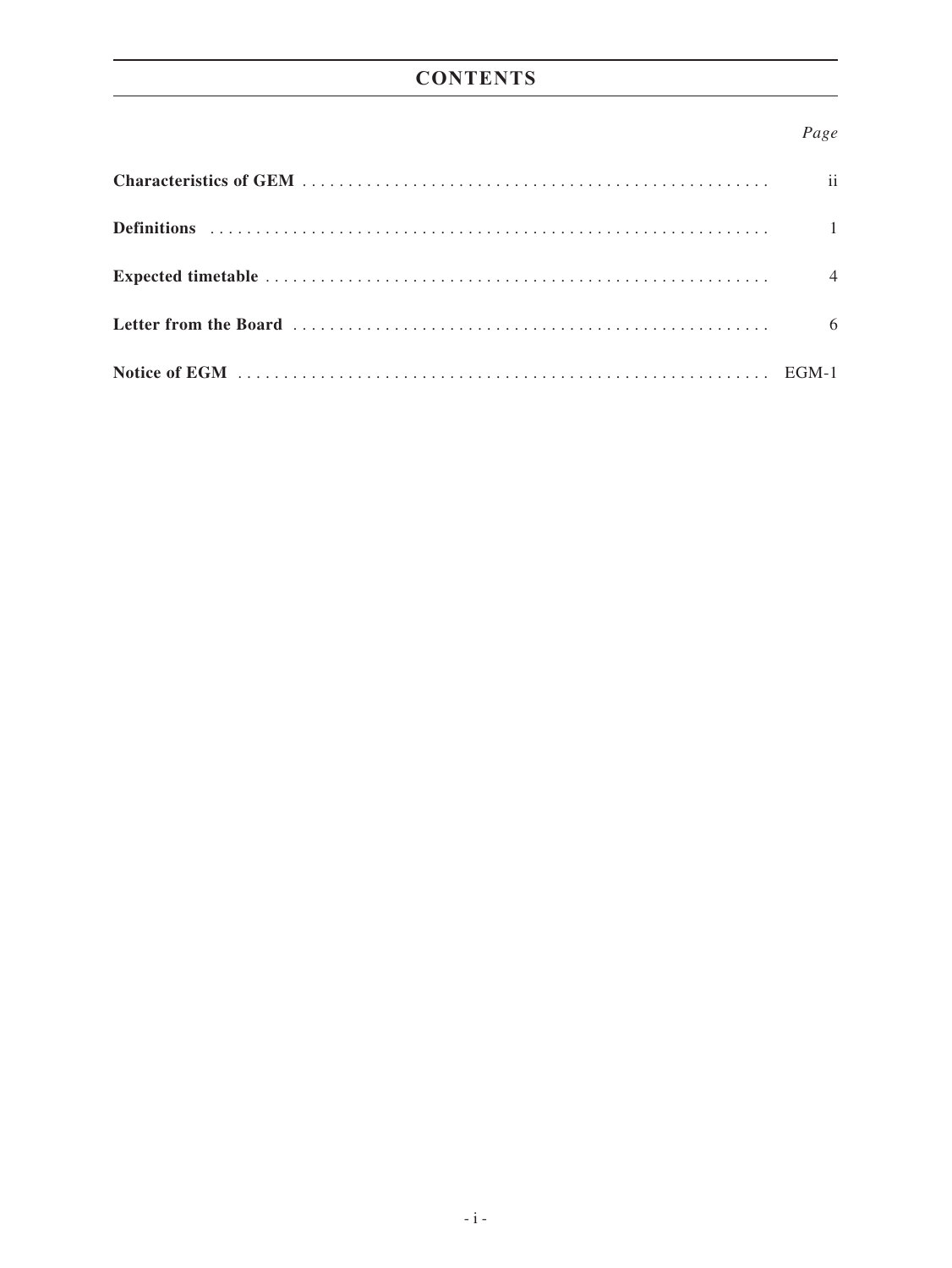# CONTENTS

| | *Page* |
|---|---|
| **Characteristics of GEM** | ii |
| **Definitions** | 1 |
| **Expected timetable** | 4 |
| **Letter from the Board** | 6 |
| **Notice of EGM** | EGM-1 |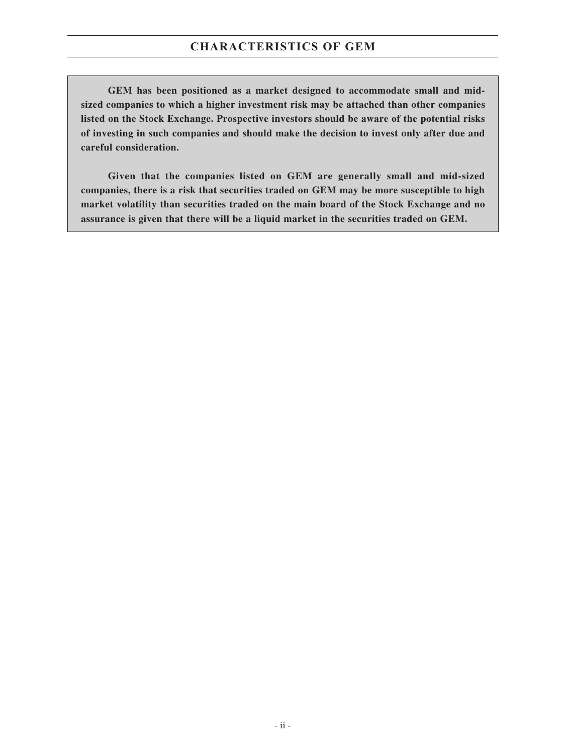# CHARACTERISTICS OF GEM

**GEM has been positioned as a market designed to accommodate small and mid-sized companies to which a higher investment risk may be attached than other companies listed on the Stock Exchange. Prospective investors should be aware of the potential risks of investing in such companies and should make the decision to invest only after due and careful consideration.**

**Given that the companies listed on GEM are generally small and mid-sized companies, there is a risk that securities traded on GEM may be more susceptible to high market volatility than securities traded on the main board of the Stock Exchange and no assurance is given that there will be a liquid market in the securities traded on GEM.**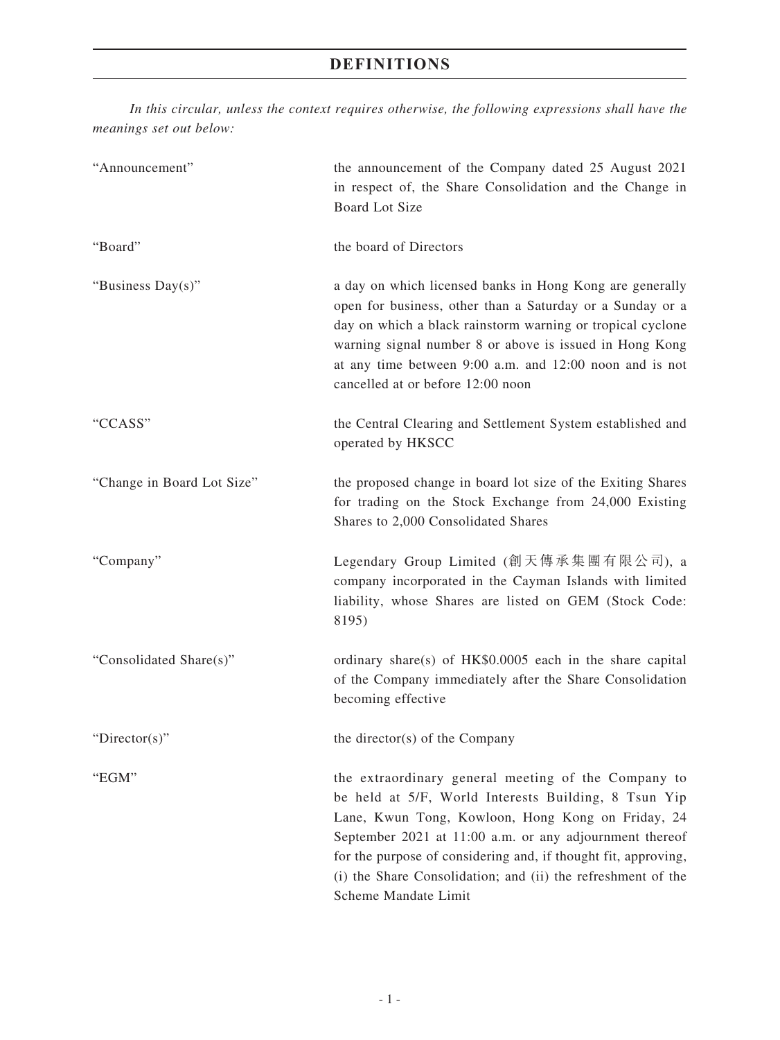# DEFINITIONS

*In this circular, unless the context requires otherwise, the following expressions shall have the meanings set out below:*

| | |
|---|---|
| "Announcement" | the announcement of the Company dated 25 August 2021 in respect of, the Share Consolidation and the Change in Board Lot Size |
| "Board" | the board of Directors |
| "Business Day(s)" | a day on which licensed banks in Hong Kong are generally open for business, other than a Saturday or a Sunday or a day on which a black rainstorm warning or tropical cyclone warning signal number 8 or above is issued in Hong Kong at any time between 9:00 a.m. and 12:00 noon and is not cancelled at or before 12:00 noon |
| "CCASS" | the Central Clearing and Settlement System established and operated by HKSCC |
| "Change in Board Lot Size" | the proposed change in board lot size of the Exiting Shares for trading on the Stock Exchange from 24,000 Existing Shares to 2,000 Consolidated Shares |
| "Company" | Legendary Group Limited (創天傳承集團有限公司), a company incorporated in the Cayman Islands with limited liability, whose Shares are listed on GEM (Stock Code: 8195) |
| "Consolidated Share(s)" | ordinary share(s) of HK$0.0005 each in the share capital of the Company immediately after the Share Consolidation becoming effective |
| "Director(s)" | the director(s) of the Company |
| "EGM" | the extraordinary general meeting of the Company to be held at 5/F, World Interests Building, 8 Tsun Yip Lane, Kwun Tong, Kowloon, Hong Kong on Friday, 24 September 2021 at 11:00 a.m. or any adjournment thereof for the purpose of considering and, if thought fit, approving, (i) the Share Consolidation; and (ii) the refreshment of the Scheme Mandate Limit |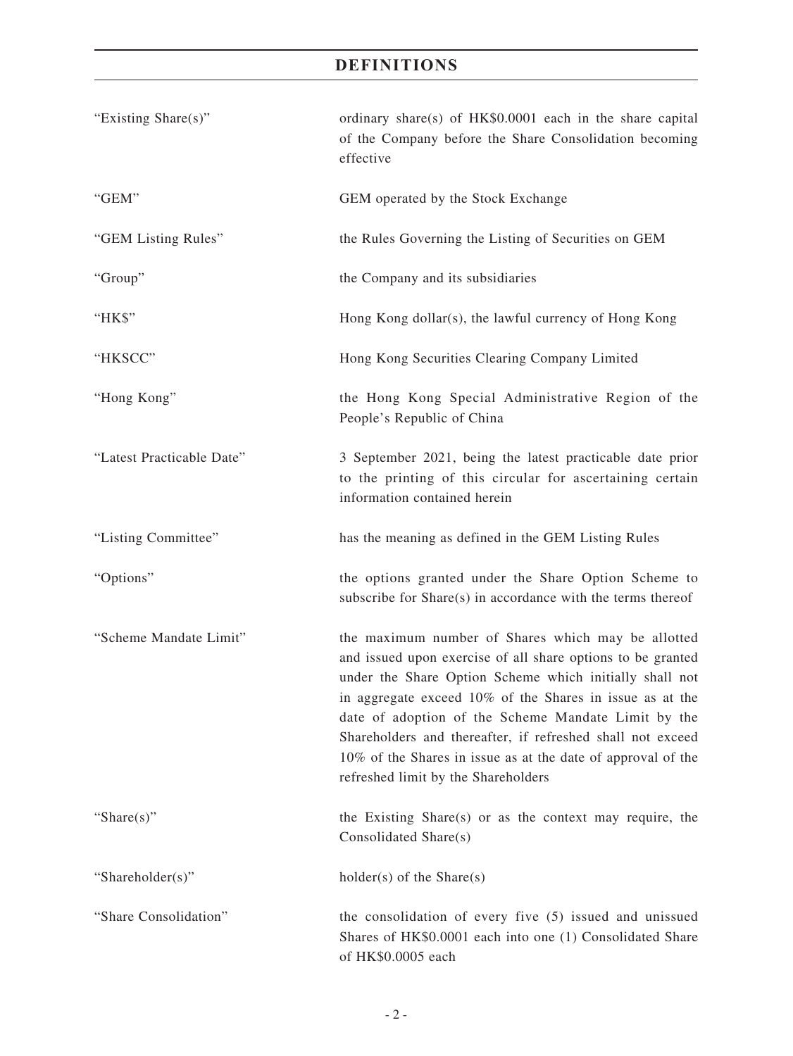# DEFINITIONS

| | |
|---|---|
| "Existing Share(s)" | ordinary share(s) of HK$0.0001 each in the share capital of the Company before the Share Consolidation becoming effective |
| "GEM" | GEM operated by the Stock Exchange |
| "GEM Listing Rules" | the Rules Governing the Listing of Securities on GEM |
| "Group" | the Company and its subsidiaries |
| "HK$" | Hong Kong dollar(s), the lawful currency of Hong Kong |
| "HKSCC" | Hong Kong Securities Clearing Company Limited |
| "Hong Kong" | the Hong Kong Special Administrative Region of the People's Republic of China |
| "Latest Practicable Date" | 3 September 2021, being the latest practicable date prior to the printing of this circular for ascertaining certain information contained herein |
| "Listing Committee" | has the meaning as defined in the GEM Listing Rules |
| "Options" | the options granted under the Share Option Scheme to subscribe for Share(s) in accordance with the terms thereof |
| "Scheme Mandate Limit" | the maximum number of Shares which may be allotted and issued upon exercise of all share options to be granted under the Share Option Scheme which initially shall not in aggregate exceed 10% of the Shares in issue as at the date of adoption of the Scheme Mandate Limit by the Shareholders and thereafter, if refreshed shall not exceed 10% of the Shares in issue as at the date of approval of the refreshed limit by the Shareholders |
| "Share(s)" | the Existing Share(s) or as the context may require, the Consolidated Share(s) |
| "Shareholder(s)" | holder(s) of the Share(s) |
| "Share Consolidation" | the consolidation of every five (5) issued and unissued Shares of HK$0.0001 each into one (1) Consolidated Share of HK$0.0005 each |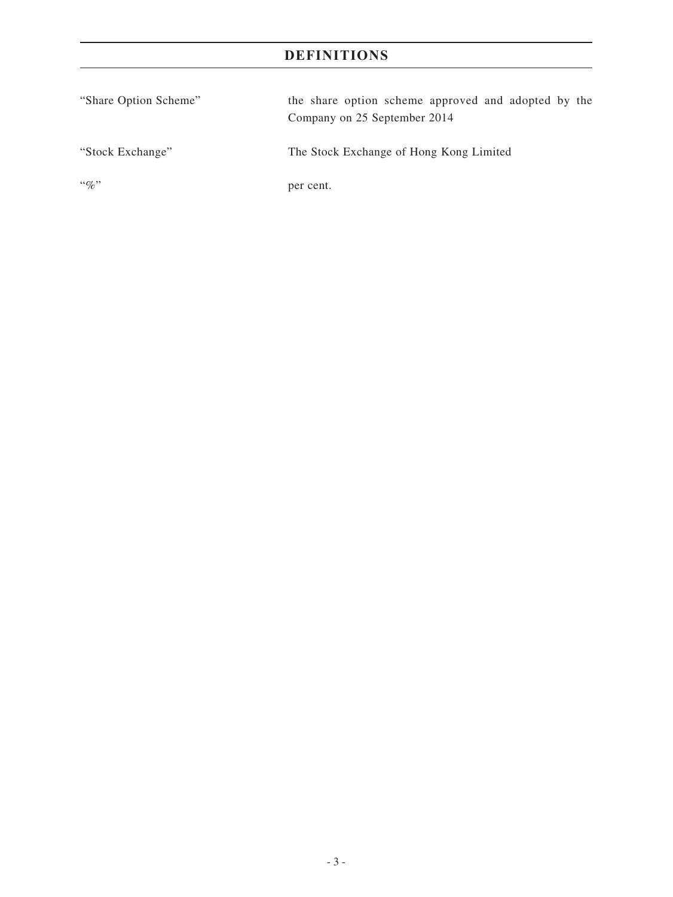# DEFINITIONS

| | |
|---|---|
| "Share Option Scheme" | the share option scheme approved and adopted by the Company on 25 September 2014 |
| "Stock Exchange" | The Stock Exchange of Hong Kong Limited |
| "%" | per cent. |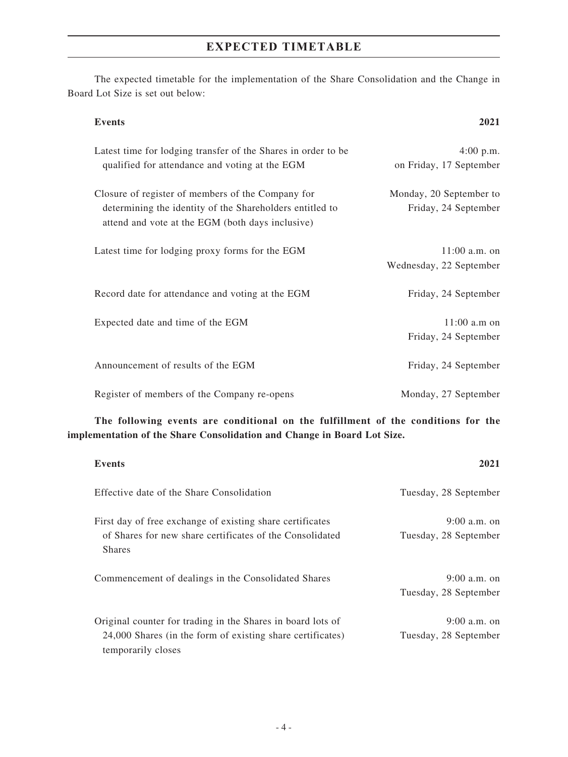## EXPECTED TIMETABLE

The expected timetable for the implementation of the Share Consolidation and the Change in Board Lot Size is set out below:

| **Events** | **2021** |
|---|---|
| Latest time for lodging transfer of the Shares in order to be qualified for attendance and voting at the EGM | 4:00 p.m. on Friday, 17 September |
| Closure of register of members of the Company for determining the identity of the Shareholders entitled to attend and vote at the EGM (both days inclusive) | Monday, 20 September to Friday, 24 September |
| Latest time for lodging proxy forms for the EGM | 11:00 a.m. on Wednesday, 22 September |
| Record date for attendance and voting at the EGM | Friday, 24 September |
| Expected date and time of the EGM | 11:00 a.m on Friday, 24 September |
| Announcement of results of the EGM | Friday, 24 September |
| Register of members of the Company re-opens | Monday, 27 September |

**The following events are conditional on the fulfillment of the conditions for the implementation of the Share Consolidation and Change in Board Lot Size.**

| **Events** | **2021** |
|---|---|
| Effective date of the Share Consolidation | Tuesday, 28 September |
| First day of free exchange of existing share certificates of Shares for new share certificates of the Consolidated Shares | 9:00 a.m. on Tuesday, 28 September |
| Commencement of dealings in the Consolidated Shares | 9:00 a.m. on Tuesday, 28 September |
| Original counter for trading in the Shares in board lots of 24,000 Shares (in the form of existing share certificates) temporarily closes | 9:00 a.m. on Tuesday, 28 September |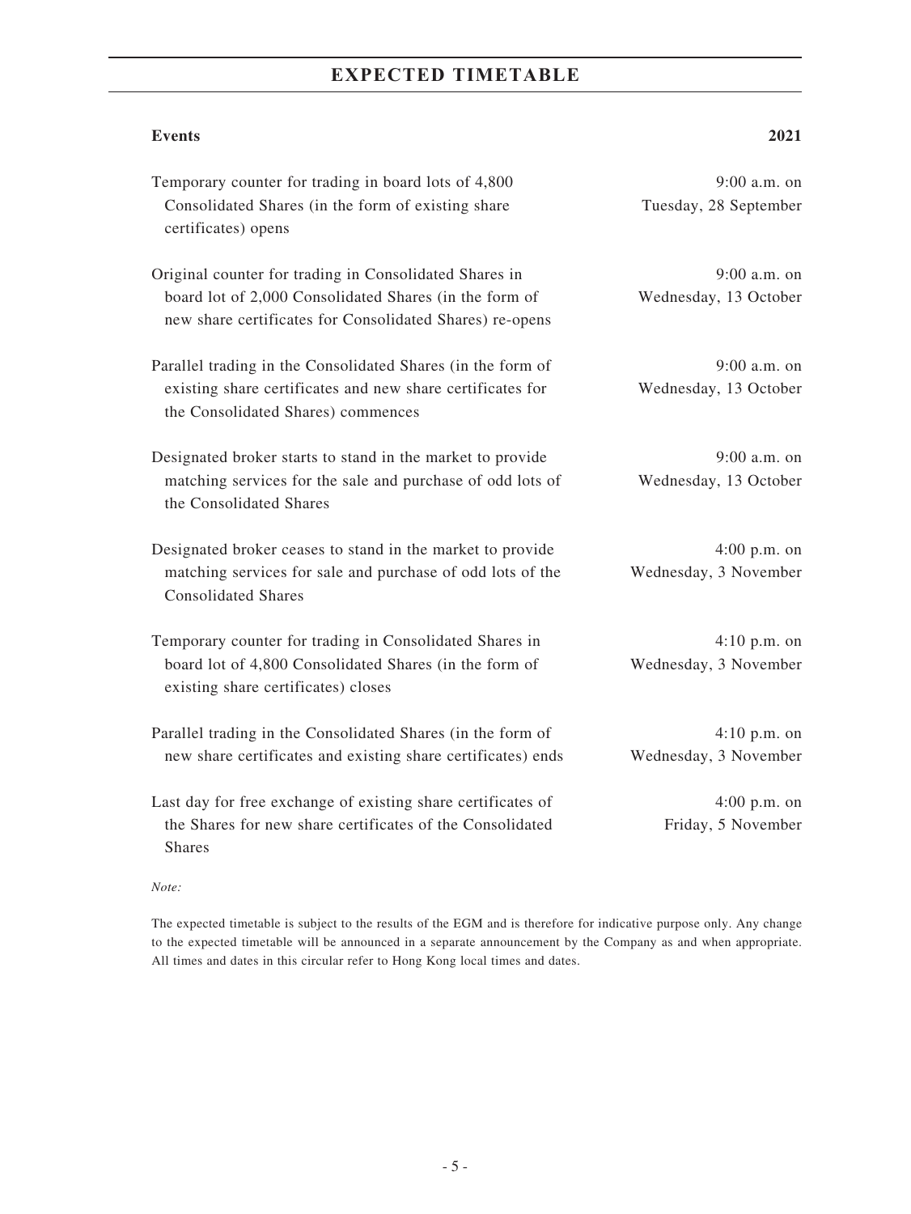# EXPECTED TIMETABLE

| Events | 2021 |
|---|---|
| Temporary counter for trading in board lots of 4,800 Consolidated Shares (in the form of existing share certificates) opens | 9:00 a.m. on Tuesday, 28 September |
| Original counter for trading in Consolidated Shares in board lot of 2,000 Consolidated Shares (in the form of new share certificates for Consolidated Shares) re-opens | 9:00 a.m. on Wednesday, 13 October |
| Parallel trading in the Consolidated Shares (in the form of existing share certificates and new share certificates for the Consolidated Shares) commences | 9:00 a.m. on Wednesday, 13 October |
| Designated broker starts to stand in the market to provide matching services for the sale and purchase of odd lots of the Consolidated Shares | 9:00 a.m. on Wednesday, 13 October |
| Designated broker ceases to stand in the market to provide matching services for sale and purchase of odd lots of the Consolidated Shares | 4:00 p.m. on Wednesday, 3 November |
| Temporary counter for trading in Consolidated Shares in board lot of 4,800 Consolidated Shares (in the form of existing share certificates) closes | 4:10 p.m. on Wednesday, 3 November |
| Parallel trading in the Consolidated Shares (in the form of new share certificates and existing share certificates) ends | 4:10 p.m. on Wednesday, 3 November |
| Last day for free exchange of existing share certificates of the Shares for new share certificates of the Consolidated Shares | 4:00 p.m. on Friday, 5 November |

*Note:*

The expected timetable is subject to the results of the EGM and is therefore for indicative purpose only. Any change to the expected timetable will be announced in a separate announcement by the Company as and when appropriate. All times and dates in this circular refer to Hong Kong local times and dates.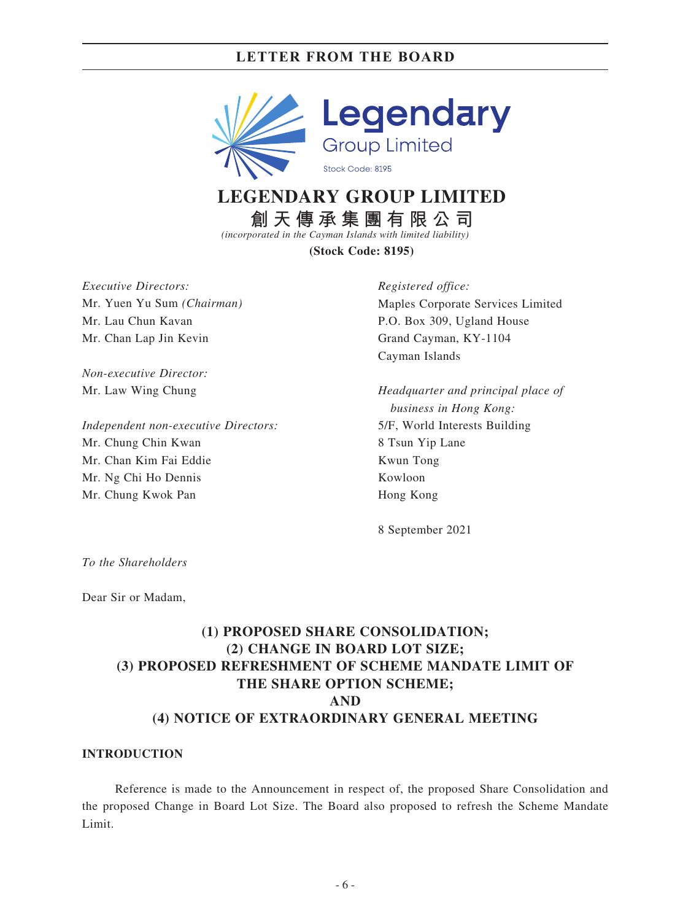# LEGENDARY GROUP LIMITED

**創天傳承集團有限公司**

*(incorporated in the Cayman Islands with limited liability)*

**(Stock Code: 8195)**

*Executive Directors:*
Mr. Yuen Yu Sum *(Chairman)*
Mr. Lau Chun Kavan
Mr. Chan Lap Jin Kevin

*Non-executive Director:*
Mr. Law Wing Chung

*Independent non-executive Directors:*
Mr. Chung Chin Kwan
Mr. Chan Kim Fai Eddie
Mr. Ng Chi Ho Dennis
Mr. Chung Kwok Pan

*Registered office:*
Maples Corporate Services Limited
P.O. Box 309, Ugland House
Grand Cayman, KY-1104
Cayman Islands

*Headquarter and principal place of business in Hong Kong:*
5/F, World Interests Building
8 Tsun Yip Lane
Kwun Tong
Kowloon
Hong Kong

8 September 2021

*To the Shareholders*

Dear Sir or Madam,

## (1) PROPOSED SHARE CONSOLIDATION; (2) CHANGE IN BOARD LOT SIZE; (3) PROPOSED REFRESHMENT OF SCHEME MANDATE LIMIT OF THE SHARE OPTION SCHEME; AND (4) NOTICE OF EXTRAORDINARY GENERAL MEETING

### INTRODUCTION

Reference is made to the Announcement in respect of, the proposed Share Consolidation and the proposed Change in Board Lot Size. The Board also proposed to refresh the Scheme Mandate Limit.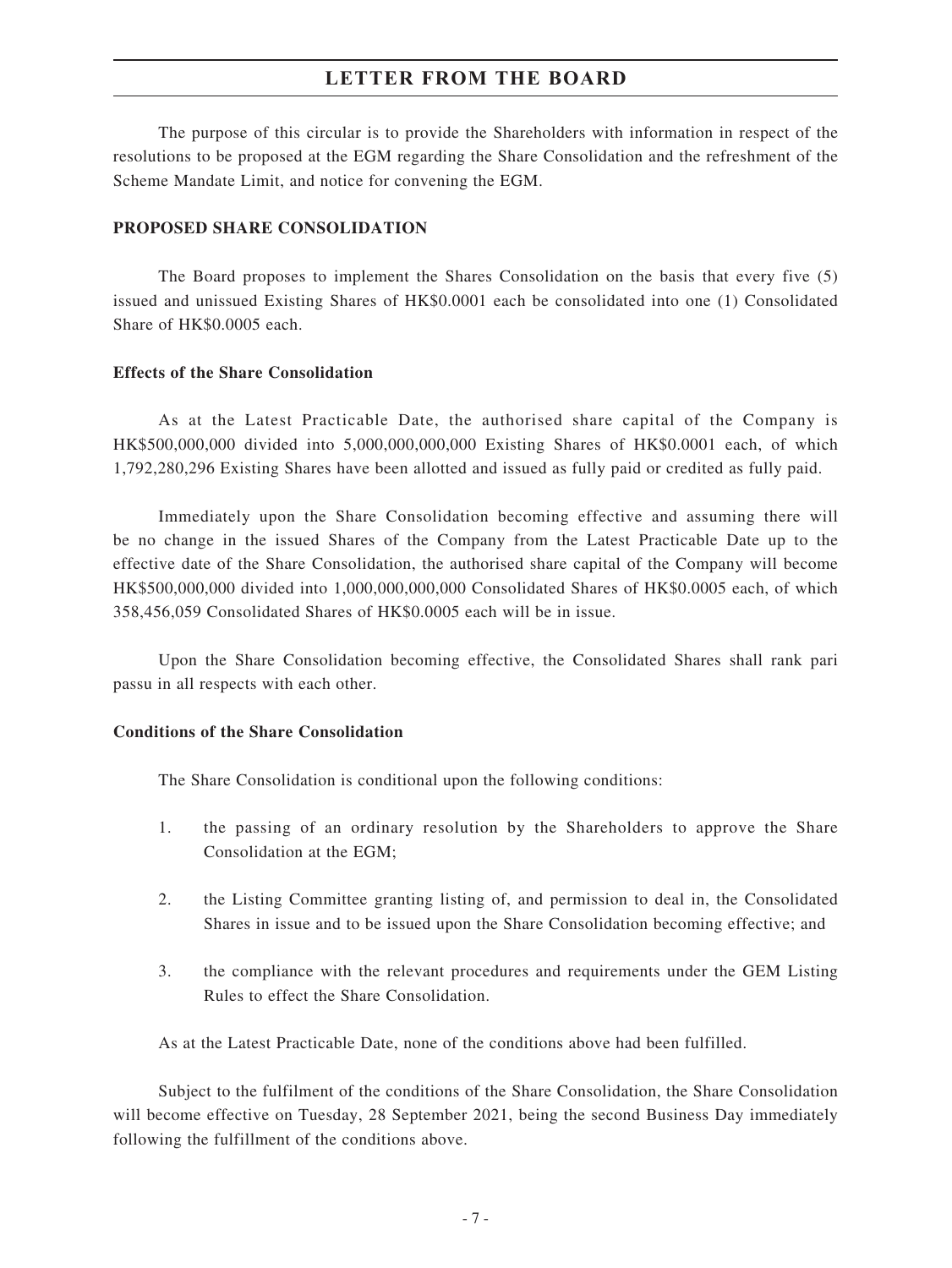The purpose of this circular is to provide the Shareholders with information in respect of the resolutions to be proposed at the EGM regarding the Share Consolidation and the refreshment of the Scheme Mandate Limit, and notice for convening the EGM.

## PROPOSED SHARE CONSOLIDATION

The Board proposes to implement the Shares Consolidation on the basis that every five (5) issued and unissued Existing Shares of HK$0.0001 each be consolidated into one (1) Consolidated Share of HK$0.0005 each.

### Effects of the Share Consolidation

As at the Latest Practicable Date, the authorised share capital of the Company is HK$500,000,000 divided into 5,000,000,000,000 Existing Shares of HK$0.0001 each, of which 1,792,280,296 Existing Shares have been allotted and issued as fully paid or credited as fully paid.

Immediately upon the Share Consolidation becoming effective and assuming there will be no change in the issued Shares of the Company from the Latest Practicable Date up to the effective date of the Share Consolidation, the authorised share capital of the Company will become HK$500,000,000 divided into 1,000,000,000,000 Consolidated Shares of HK$0.0005 each, of which 358,456,059 Consolidated Shares of HK$0.0005 each will be in issue.

Upon the Share Consolidation becoming effective, the Consolidated Shares shall rank pari passu in all respects with each other.

### Conditions of the Share Consolidation

The Share Consolidation is conditional upon the following conditions:

1. the passing of an ordinary resolution by the Shareholders to approve the Share Consolidation at the EGM;
2. the Listing Committee granting listing of, and permission to deal in, the Consolidated Shares in issue and to be issued upon the Share Consolidation becoming effective; and
3. the compliance with the relevant procedures and requirements under the GEM Listing Rules to effect the Share Consolidation.

As at the Latest Practicable Date, none of the conditions above had been fulfilled.

Subject to the fulfilment of the conditions of the Share Consolidation, the Share Consolidation will become effective on Tuesday, 28 September 2021, being the second Business Day immediately following the fulfillment of the conditions above.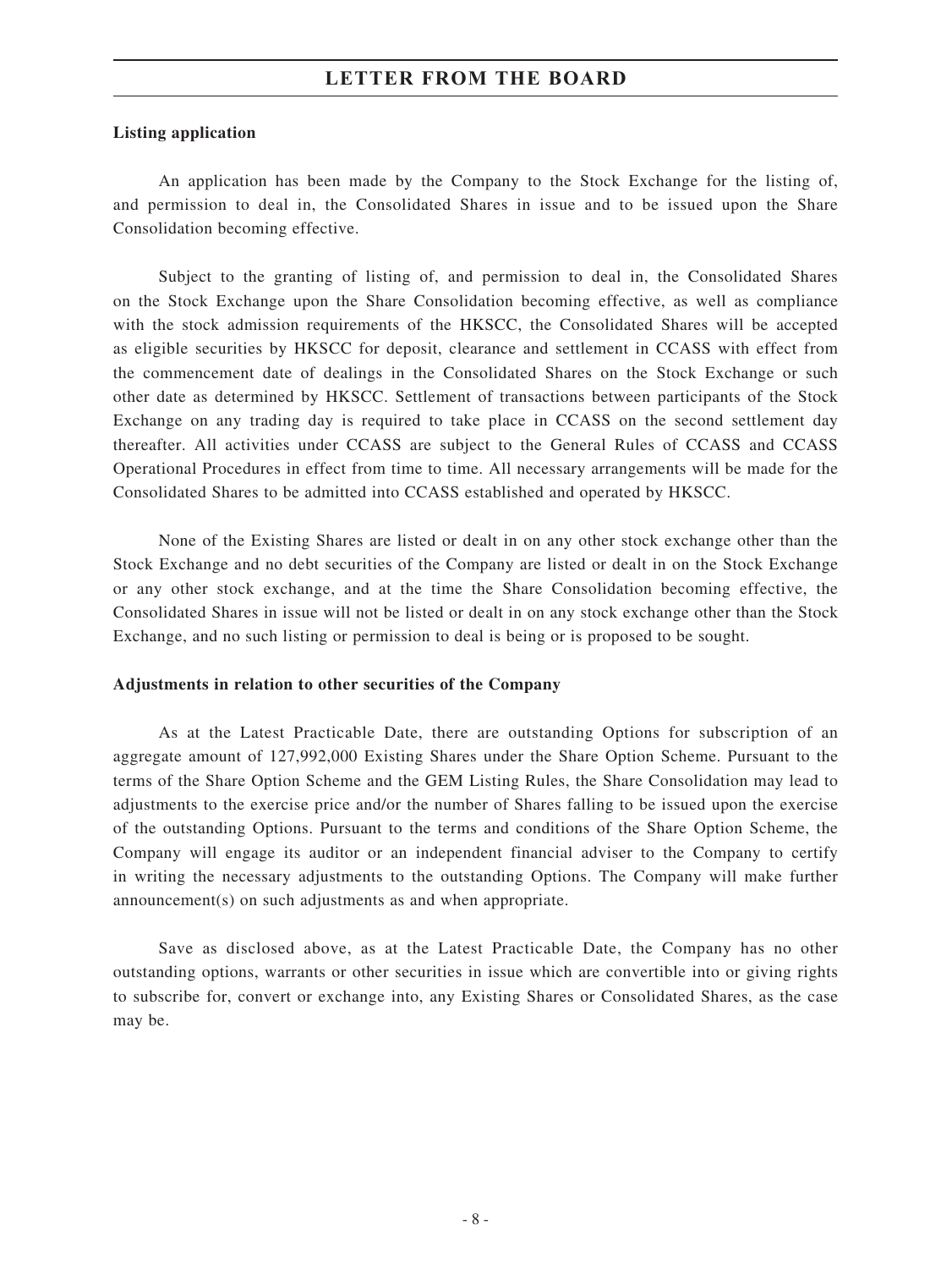**Listing application**

An application has been made by the Company to the Stock Exchange for the listing of, and permission to deal in, the Consolidated Shares in issue and to be issued upon the Share Consolidation becoming effective.

Subject to the granting of listing of, and permission to deal in, the Consolidated Shares on the Stock Exchange upon the Share Consolidation becoming effective, as well as compliance with the stock admission requirements of the HKSCC, the Consolidated Shares will be accepted as eligible securities by HKSCC for deposit, clearance and settlement in CCASS with effect from the commencement date of dealings in the Consolidated Shares on the Stock Exchange or such other date as determined by HKSCC. Settlement of transactions between participants of the Stock Exchange on any trading day is required to take place in CCASS on the second settlement day thereafter. All activities under CCASS are subject to the General Rules of CCASS and CCASS Operational Procedures in effect from time to time. All necessary arrangements will be made for the Consolidated Shares to be admitted into CCASS established and operated by HKSCC.

None of the Existing Shares are listed or dealt in on any other stock exchange other than the Stock Exchange and no debt securities of the Company are listed or dealt in on the Stock Exchange or any other stock exchange, and at the time the Share Consolidation becoming effective, the Consolidated Shares in issue will not be listed or dealt in on any stock exchange other than the Stock Exchange, and no such listing or permission to deal is being or is proposed to be sought.

**Adjustments in relation to other securities of the Company**

As at the Latest Practicable Date, there are outstanding Options for subscription of an aggregate amount of 127,992,000 Existing Shares under the Share Option Scheme. Pursuant to the terms of the Share Option Scheme and the GEM Listing Rules, the Share Consolidation may lead to adjustments to the exercise price and/or the number of Shares falling to be issued upon the exercise of the outstanding Options. Pursuant to the terms and conditions of the Share Option Scheme, the Company will engage its auditor or an independent financial adviser to the Company to certify in writing the necessary adjustments to the outstanding Options. The Company will make further announcement(s) on such adjustments as and when appropriate.

Save as disclosed above, as at the Latest Practicable Date, the Company has no other outstanding options, warrants or other securities in issue which are convertible into or giving rights to subscribe for, convert or exchange into, any Existing Shares or Consolidated Shares, as the case may be.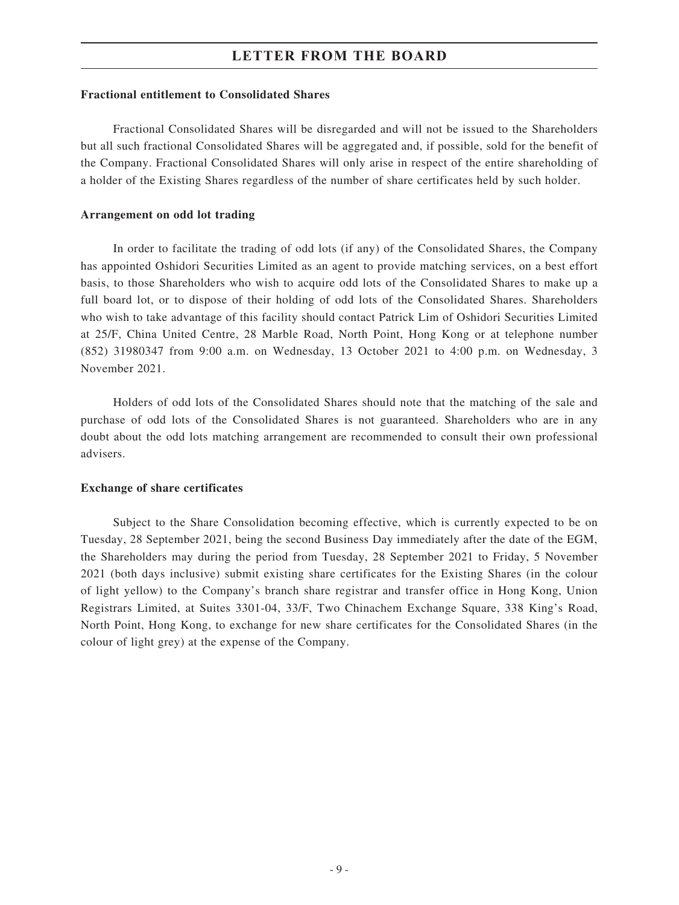**Fractional entitlement to Consolidated Shares**

Fractional Consolidated Shares will be disregarded and will not be issued to the Shareholders but all such fractional Consolidated Shares will be aggregated and, if possible, sold for the benefit of the Company. Fractional Consolidated Shares will only arise in respect of the entire shareholding of a holder of the Existing Shares regardless of the number of share certificates held by such holder.

**Arrangement on odd lot trading**

In order to facilitate the trading of odd lots (if any) of the Consolidated Shares, the Company has appointed Oshidori Securities Limited as an agent to provide matching services, on a best effort basis, to those Shareholders who wish to acquire odd lots of the Consolidated Shares to make up a full board lot, or to dispose of their holding of odd lots of the Consolidated Shares. Shareholders who wish to take advantage of this facility should contact Patrick Lim of Oshidori Securities Limited at 25/F, China United Centre, 28 Marble Road, North Point, Hong Kong or at telephone number (852) 31980347 from 9:00 a.m. on Wednesday, 13 October 2021 to 4:00 p.m. on Wednesday, 3 November 2021.

Holders of odd lots of the Consolidated Shares should note that the matching of the sale and purchase of odd lots of the Consolidated Shares is not guaranteed. Shareholders who are in any doubt about the odd lots matching arrangement are recommended to consult their own professional advisers.

**Exchange of share certificates**

Subject to the Share Consolidation becoming effective, which is currently expected to be on Tuesday, 28 September 2021, being the second Business Day immediately after the date of the EGM, the Shareholders may during the period from Tuesday, 28 September 2021 to Friday, 5 November 2021 (both days inclusive) submit existing share certificates for the Existing Shares (in the colour of light yellow) to the Company's branch share registrar and transfer office in Hong Kong, Union Registrars Limited, at Suites 3301-04, 33/F, Two Chinachem Exchange Square, 338 King's Road, North Point, Hong Kong, to exchange for new share certificates for the Consolidated Shares (in the colour of light grey) at the expense of the Company.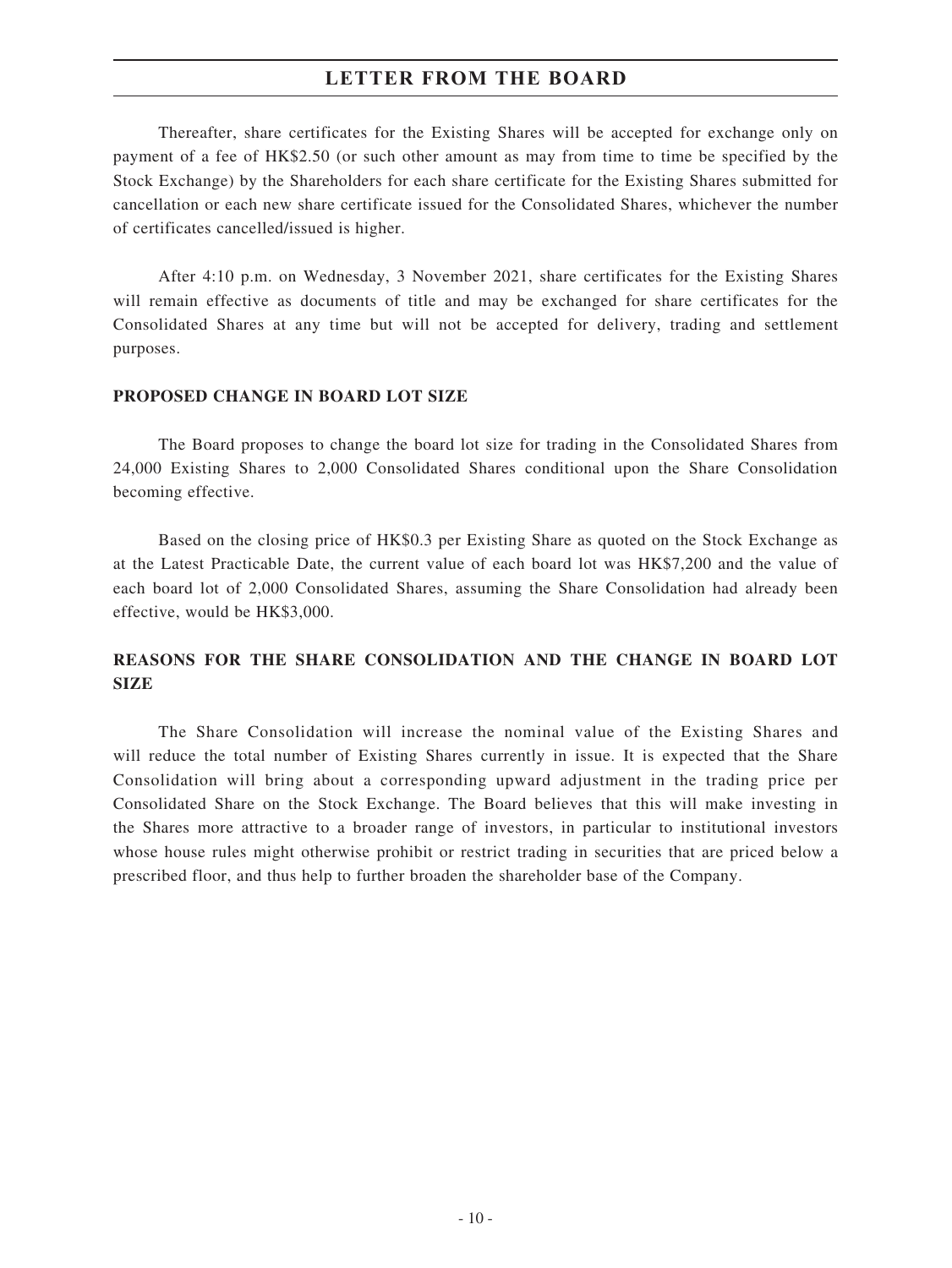Thereafter, share certificates for the Existing Shares will be accepted for exchange only on payment of a fee of HK$2.50 (or such other amount as may from time to time be specified by the Stock Exchange) by the Shareholders for each share certificate for the Existing Shares submitted for cancellation or each new share certificate issued for the Consolidated Shares, whichever the number of certificates cancelled/issued is higher.

After 4:10 p.m. on Wednesday, 3 November 2021, share certificates for the Existing Shares will remain effective as documents of title and may be exchanged for share certificates for the Consolidated Shares at any time but will not be accepted for delivery, trading and settlement purposes.

**PROPOSED CHANGE IN BOARD LOT SIZE**

The Board proposes to change the board lot size for trading in the Consolidated Shares from 24,000 Existing Shares to 2,000 Consolidated Shares conditional upon the Share Consolidation becoming effective.

Based on the closing price of HK$0.3 per Existing Share as quoted on the Stock Exchange as at the Latest Practicable Date, the current value of each board lot was HK$7,200 and the value of each board lot of 2,000 Consolidated Shares, assuming the Share Consolidation had already been effective, would be HK$3,000.

**REASONS FOR THE SHARE CONSOLIDATION AND THE CHANGE IN BOARD LOT SIZE**

The Share Consolidation will increase the nominal value of the Existing Shares and will reduce the total number of Existing Shares currently in issue. It is expected that the Share Consolidation will bring about a corresponding upward adjustment in the trading price per Consolidated Share on the Stock Exchange. The Board believes that this will make investing in the Shares more attractive to a broader range of investors, in particular to institutional investors whose house rules might otherwise prohibit or restrict trading in securities that are priced below a prescribed floor, and thus help to further broaden the shareholder base of the Company.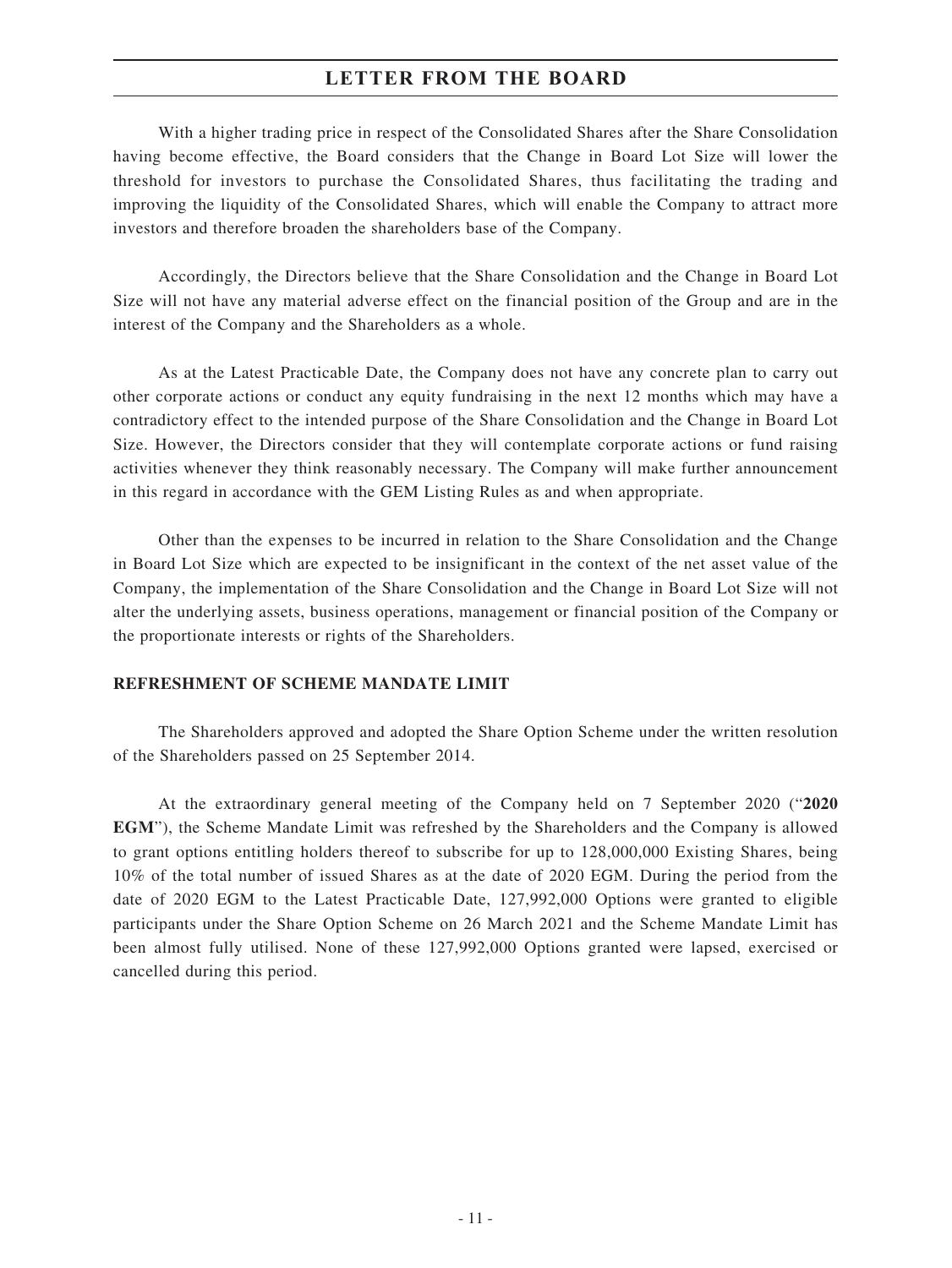With a higher trading price in respect of the Consolidated Shares after the Share Consolidation having become effective, the Board considers that the Change in Board Lot Size will lower the threshold for investors to purchase the Consolidated Shares, thus facilitating the trading and improving the liquidity of the Consolidated Shares, which will enable the Company to attract more investors and therefore broaden the shareholders base of the Company.

Accordingly, the Directors believe that the Share Consolidation and the Change in Board Lot Size will not have any material adverse effect on the financial position of the Group and are in the interest of the Company and the Shareholders as a whole.

As at the Latest Practicable Date, the Company does not have any concrete plan to carry out other corporate actions or conduct any equity fundraising in the next 12 months which may have a contradictory effect to the intended purpose of the Share Consolidation and the Change in Board Lot Size. However, the Directors consider that they will contemplate corporate actions or fund raising activities whenever they think reasonably necessary. The Company will make further announcement in this regard in accordance with the GEM Listing Rules as and when appropriate.

Other than the expenses to be incurred in relation to the Share Consolidation and the Change in Board Lot Size which are expected to be insignificant in the context of the net asset value of the Company, the implementation of the Share Consolidation and the Change in Board Lot Size will not alter the underlying assets, business operations, management or financial position of the Company or the proportionate interests or rights of the Shareholders.

## REFRESHMENT OF SCHEME MANDATE LIMIT

The Shareholders approved and adopted the Share Option Scheme under the written resolution of the Shareholders passed on 25 September 2014.

At the extraordinary general meeting of the Company held on 7 September 2020 ("**2020 EGM**"), the Scheme Mandate Limit was refreshed by the Shareholders and the Company is allowed to grant options entitling holders thereof to subscribe for up to 128,000,000 Existing Shares, being 10% of the total number of issued Shares as at the date of 2020 EGM. During the period from the date of 2020 EGM to the Latest Practicable Date, 127,992,000 Options were granted to eligible participants under the Share Option Scheme on 26 March 2021 and the Scheme Mandate Limit has been almost fully utilised. None of these 127,992,000 Options granted were lapsed, exercised or cancelled during this period.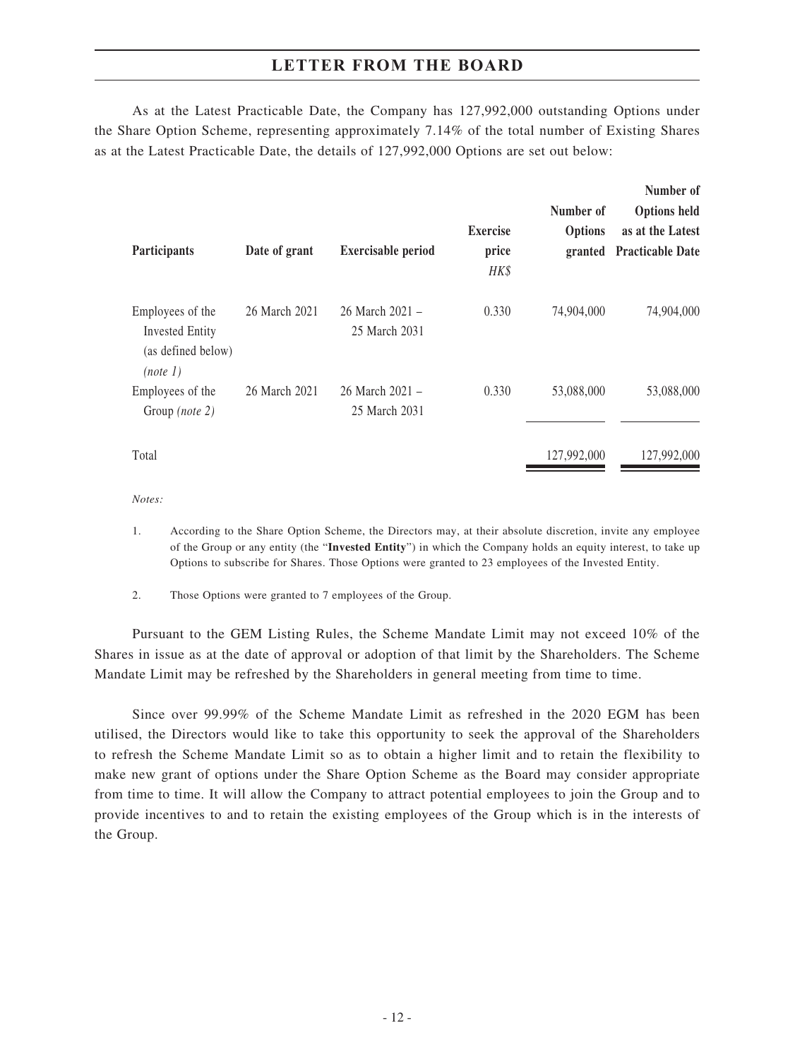As at the Latest Practicable Date, the Company has 127,992,000 outstanding Options under the Share Option Scheme, representing approximately 7.14% of the total number of Existing Shares as at the Latest Practicable Date, the details of 127,992,000 Options are set out below:

| Participants | Date of grant | Exercisable period | Exercise price HK$ | Number of Options granted | Number of Options held as at the Latest Practicable Date |
|---|---|---|---|---|---|
| Employees of the Invested Entity (as defined below) *(note 1)* | 26 March 2021 | 26 March 2021 – 25 March 2031 | 0.330 | 74,904,000 | 74,904,000 |
| Employees of the Group *(note 2)* | 26 March 2021 | 26 March 2021 – 25 March 2031 | 0.330 | 53,088,000 | 53,088,000 |
| Total | | | | 127,992,000 | 127,992,000 |

*Notes:*

1. According to the Share Option Scheme, the Directors may, at their absolute discretion, invite any employee of the Group or any entity (the "**Invested Entity**") in which the Company holds an equity interest, to take up Options to subscribe for Shares. Those Options were granted to 23 employees of the Invested Entity.

2. Those Options were granted to 7 employees of the Group.

Pursuant to the GEM Listing Rules, the Scheme Mandate Limit may not exceed 10% of the Shares in issue as at the date of approval or adoption of that limit by the Shareholders. The Scheme Mandate Limit may be refreshed by the Shareholders in general meeting from time to time.

Since over 99.99% of the Scheme Mandate Limit as refreshed in the 2020 EGM has been utilised, the Directors would like to take this opportunity to seek the approval of the Shareholders to refresh the Scheme Mandate Limit so as to obtain a higher limit and to retain the flexibility to make new grant of options under the Share Option Scheme as the Board may consider appropriate from time to time. It will allow the Company to attract potential employees to join the Group and to provide incentives to and to retain the existing employees of the Group which is in the interests of the Group.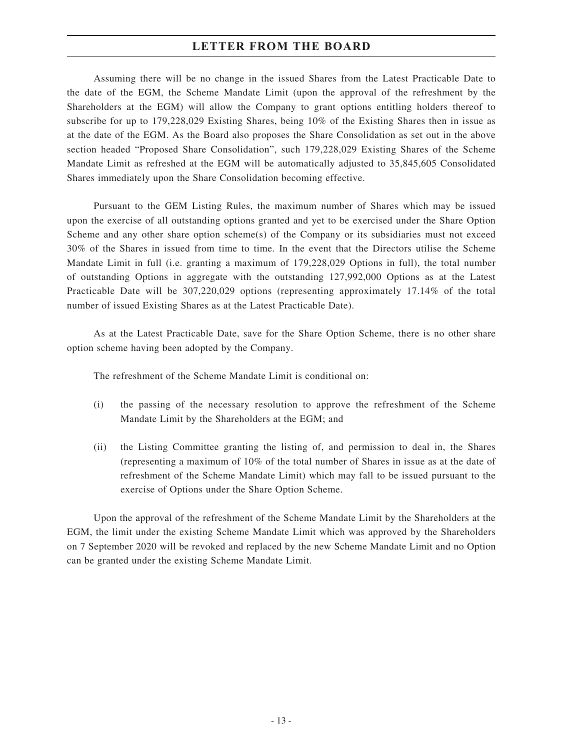Assuming there will be no change in the issued Shares from the Latest Practicable Date to the date of the EGM, the Scheme Mandate Limit (upon the approval of the refreshment by the Shareholders at the EGM) will allow the Company to grant options entitling holders thereof to subscribe for up to 179,228,029 Existing Shares, being 10% of the Existing Shares then in issue as at the date of the EGM. As the Board also proposes the Share Consolidation as set out in the above section headed "Proposed Share Consolidation", such 179,228,029 Existing Shares of the Scheme Mandate Limit as refreshed at the EGM will be automatically adjusted to 35,845,605 Consolidated Shares immediately upon the Share Consolidation becoming effective.

Pursuant to the GEM Listing Rules, the maximum number of Shares which may be issued upon the exercise of all outstanding options granted and yet to be exercised under the Share Option Scheme and any other share option scheme(s) of the Company or its subsidiaries must not exceed 30% of the Shares in issued from time to time. In the event that the Directors utilise the Scheme Mandate Limit in full (i.e. granting a maximum of 179,228,029 Options in full), the total number of outstanding Options in aggregate with the outstanding 127,992,000 Options as at the Latest Practicable Date will be 307,220,029 options (representing approximately 17.14% of the total number of issued Existing Shares as at the Latest Practicable Date).

As at the Latest Practicable Date, save for the Share Option Scheme, there is no other share option scheme having been adopted by the Company.

The refreshment of the Scheme Mandate Limit is conditional on:

(i) the passing of the necessary resolution to approve the refreshment of the Scheme Mandate Limit by the Shareholders at the EGM; and

(ii) the Listing Committee granting the listing of, and permission to deal in, the Shares (representing a maximum of 10% of the total number of Shares in issue as at the date of refreshment of the Scheme Mandate Limit) which may fall to be issued pursuant to the exercise of Options under the Share Option Scheme.

Upon the approval of the refreshment of the Scheme Mandate Limit by the Shareholders at the EGM, the limit under the existing Scheme Mandate Limit which was approved by the Shareholders on 7 September 2020 will be revoked and replaced by the new Scheme Mandate Limit and no Option can be granted under the existing Scheme Mandate Limit.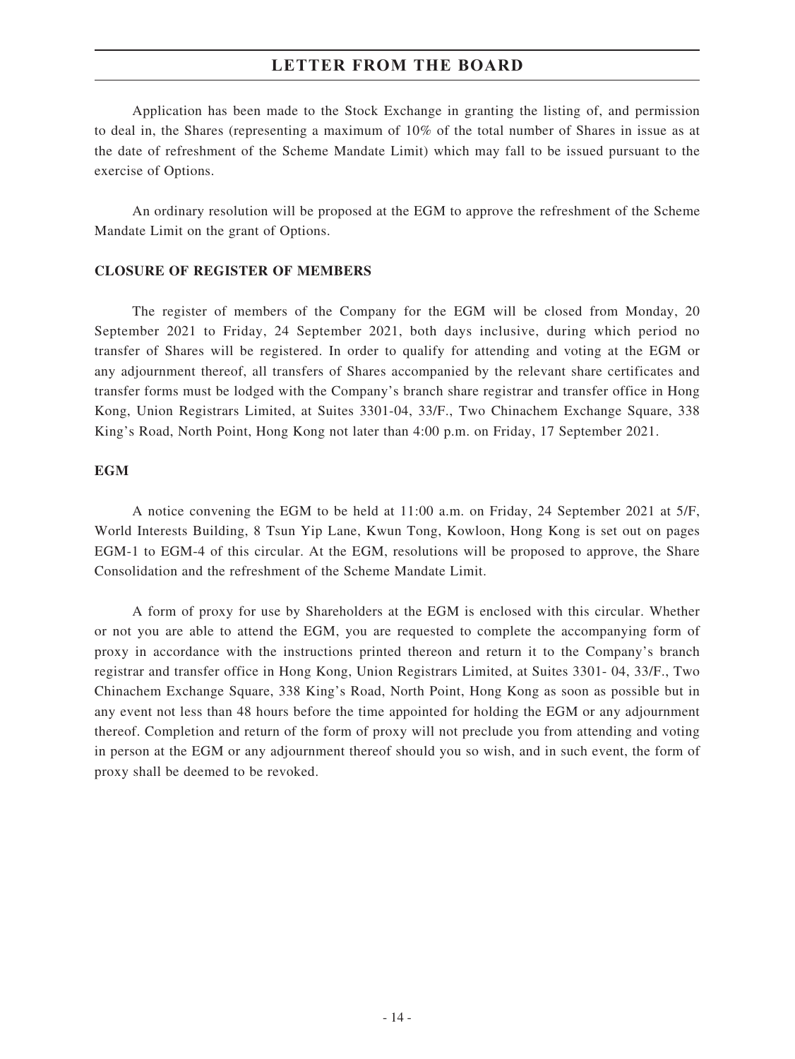Application has been made to the Stock Exchange in granting the listing of, and permission to deal in, the Shares (representing a maximum of 10% of the total number of Shares in issue as at the date of refreshment of the Scheme Mandate Limit) which may fall to be issued pursuant to the exercise of Options.

An ordinary resolution will be proposed at the EGM to approve the refreshment of the Scheme Mandate Limit on the grant of Options.

**CLOSURE OF REGISTER OF MEMBERS**

The register of members of the Company for the EGM will be closed from Monday, 20 September 2021 to Friday, 24 September 2021, both days inclusive, during which period no transfer of Shares will be registered. In order to qualify for attending and voting at the EGM or any adjournment thereof, all transfers of Shares accompanied by the relevant share certificates and transfer forms must be lodged with the Company's branch share registrar and transfer office in Hong Kong, Union Registrars Limited, at Suites 3301-04, 33/F., Two Chinachem Exchange Square, 338 King's Road, North Point, Hong Kong not later than 4:00 p.m. on Friday, 17 September 2021.

**EGM**

A notice convening the EGM to be held at 11:00 a.m. on Friday, 24 September 2021 at 5/F, World Interests Building, 8 Tsun Yip Lane, Kwun Tong, Kowloon, Hong Kong is set out on pages EGM-1 to EGM-4 of this circular. At the EGM, resolutions will be proposed to approve, the Share Consolidation and the refreshment of the Scheme Mandate Limit.

A form of proxy for use by Shareholders at the EGM is enclosed with this circular. Whether or not you are able to attend the EGM, you are requested to complete the accompanying form of proxy in accordance with the instructions printed thereon and return it to the Company's branch registrar and transfer office in Hong Kong, Union Registrars Limited, at Suites 3301- 04, 33/F., Two Chinachem Exchange Square, 338 King's Road, North Point, Hong Kong as soon as possible but in any event not less than 48 hours before the time appointed for holding the EGM or any adjournment thereof. Completion and return of the form of proxy will not preclude you from attending and voting in person at the EGM or any adjournment thereof should you so wish, and in such event, the form of proxy shall be deemed to be revoked.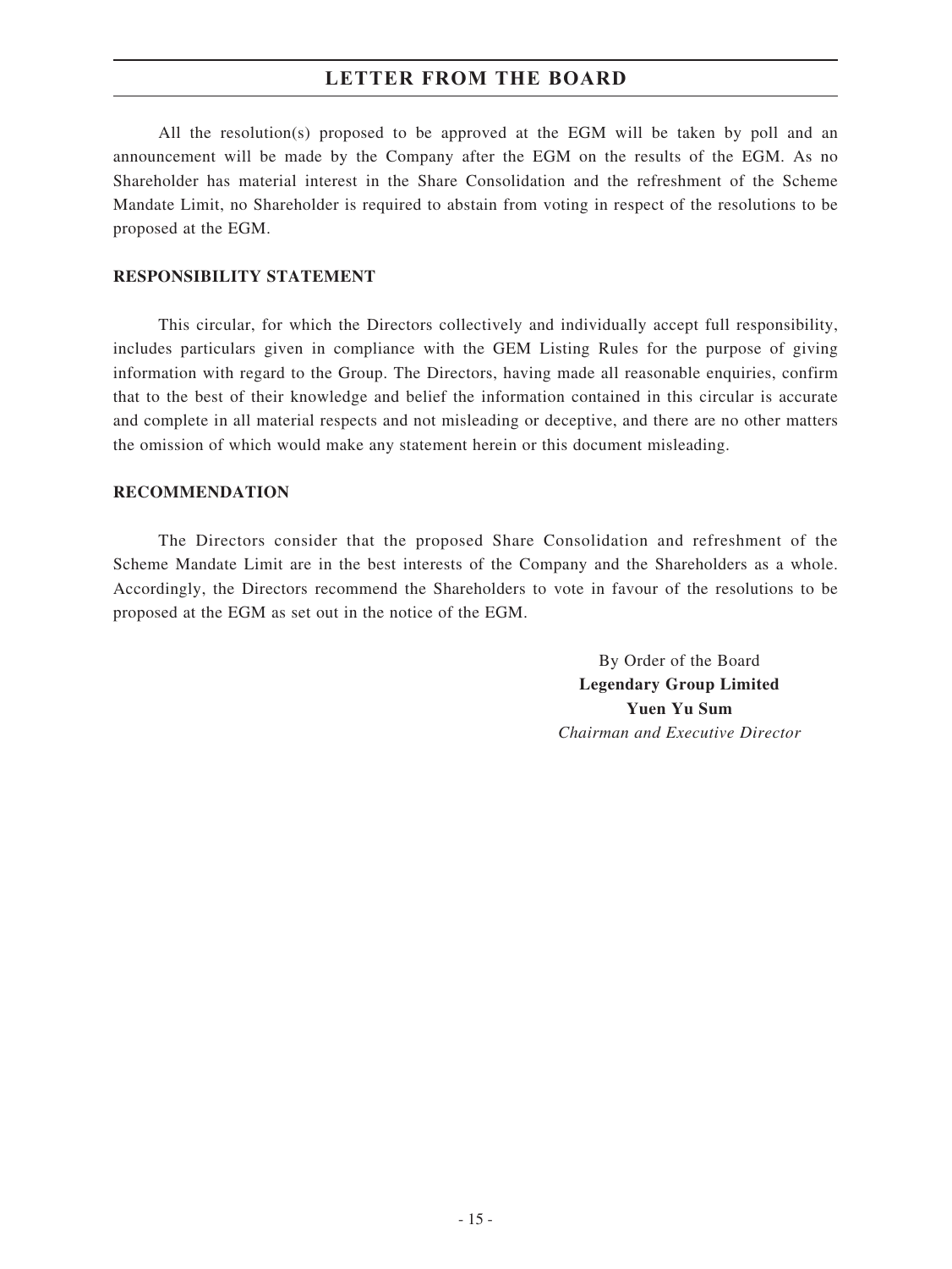All the resolution(s) proposed to be approved at the EGM will be taken by poll and an announcement will be made by the Company after the EGM on the results of the EGM. As no Shareholder has material interest in the Share Consolidation and the refreshment of the Scheme Mandate Limit, no Shareholder is required to abstain from voting in respect of the resolutions to be proposed at the EGM.

**RESPONSIBILITY STATEMENT**

This circular, for which the Directors collectively and individually accept full responsibility, includes particulars given in compliance with the GEM Listing Rules for the purpose of giving information with regard to the Group. The Directors, having made all reasonable enquiries, confirm that to the best of their knowledge and belief the information contained in this circular is accurate and complete in all material respects and not misleading or deceptive, and there are no other matters the omission of which would make any statement herein or this document misleading.

**RECOMMENDATION**

The Directors consider that the proposed Share Consolidation and refreshment of the Scheme Mandate Limit are in the best interests of the Company and the Shareholders as a whole. Accordingly, the Directors recommend the Shareholders to vote in favour of the resolutions to be proposed at the EGM as set out in the notice of the EGM.

By Order of the Board
**Legendary Group Limited**
**Yuen Yu Sum**
*Chairman and Executive Director*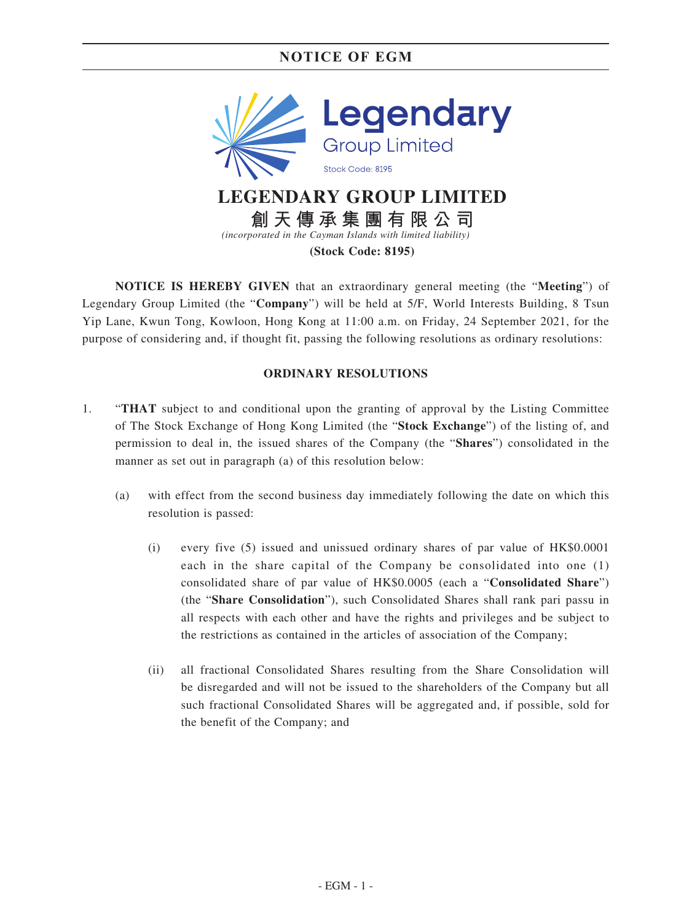# NOTICE OF EGM

# LEGENDARY GROUP LIMITED

**創天傳承集團有限公司**

*(incorporated in the Cayman Islands with limited liability)*

**(Stock Code: 8195)**

**NOTICE IS HEREBY GIVEN** that an extraordinary general meeting (the "**Meeting**") of Legendary Group Limited (the "**Company**") will be held at 5/F, World Interests Building, 8 Tsun Yip Lane, Kwun Tong, Kowloon, Hong Kong at 11:00 a.m. on Friday, 24 September 2021, for the purpose of considering and, if thought fit, passing the following resolutions as ordinary resolutions:

## ORDINARY RESOLUTIONS

1. "**THAT** subject to and conditional upon the granting of approval by the Listing Committee of The Stock Exchange of Hong Kong Limited (the "**Stock Exchange**") of the listing of, and permission to deal in, the issued shares of the Company (the "**Shares**") consolidated in the manner as set out in paragraph (a) of this resolution below:

   (a) with effect from the second business day immediately following the date on which this resolution is passed:

      (i) every five (5) issued and unissued ordinary shares of par value of HK$0.0001 each in the share capital of the Company be consolidated into one (1) consolidated share of par value of HK$0.0005 (each a "**Consolidated Share**") (the "**Share Consolidation**"), such Consolidated Shares shall rank pari passu in all respects with each other and have the rights and privileges and be subject to the restrictions as contained in the articles of association of the Company;

      (ii) all fractional Consolidated Shares resulting from the Share Consolidation will be disregarded and will not be issued to the shareholders of the Company but all such fractional Consolidated Shares will be aggregated and, if possible, sold for the benefit of the Company; and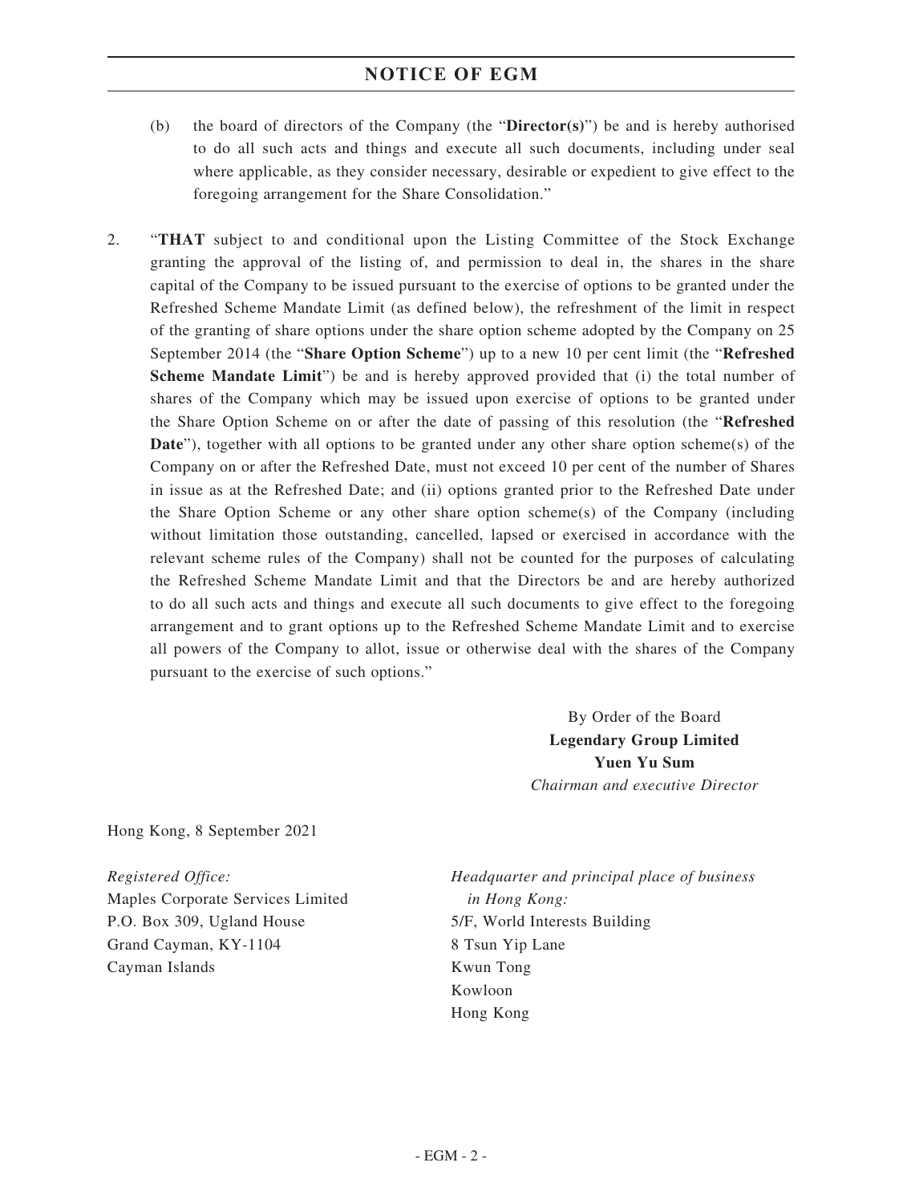(b) the board of directors of the Company (the "**Director(s)**") be and is hereby authorised to do all such acts and things and execute all such documents, including under seal where applicable, as they consider necessary, desirable or expedient to give effect to the foregoing arrangement for the Share Consolidation."

2. "**THAT** subject to and conditional upon the Listing Committee of the Stock Exchange granting the approval of the listing of, and permission to deal in, the shares in the share capital of the Company to be issued pursuant to the exercise of options to be granted under the Refreshed Scheme Mandate Limit (as defined below), the refreshment of the limit in respect of the granting of share options under the share option scheme adopted by the Company on 25 September 2014 (the "**Share Option Scheme**") up to a new 10 per cent limit (the "**Refreshed Scheme Mandate Limit**") be and is hereby approved provided that (i) the total number of shares of the Company which may be issued upon exercise of options to be granted under the Share Option Scheme on or after the date of passing of this resolution (the "**Refreshed Date**"), together with all options to be granted under any other share option scheme(s) of the Company on or after the Refreshed Date, must not exceed 10 per cent of the number of Shares in issue as at the Refreshed Date; and (ii) options granted prior to the Refreshed Date under the Share Option Scheme or any other share option scheme(s) of the Company (including without limitation those outstanding, cancelled, lapsed or exercised in accordance with the relevant scheme rules of the Company) shall not be counted for the purposes of calculating the Refreshed Scheme Mandate Limit and that the Directors be and are hereby authorized to do all such acts and things and execute all such documents to give effect to the foregoing arrangement and to grant options up to the Refreshed Scheme Mandate Limit and to exercise all powers of the Company to allot, issue or otherwise deal with the shares of the Company pursuant to the exercise of such options."

By Order of the Board
**Legendary Group Limited**
**Yuen Yu Sum**
*Chairman and executive Director*

Hong Kong, 8 September 2021

*Registered Office:*
Maples Corporate Services Limited
P.O. Box 309, Ugland House
Grand Cayman, KY-1104
Cayman Islands

*Headquarter and principal place of business in Hong Kong:*
5/F, World Interests Building
8 Tsun Yip Lane
Kwun Tong
Kowloon
Hong Kong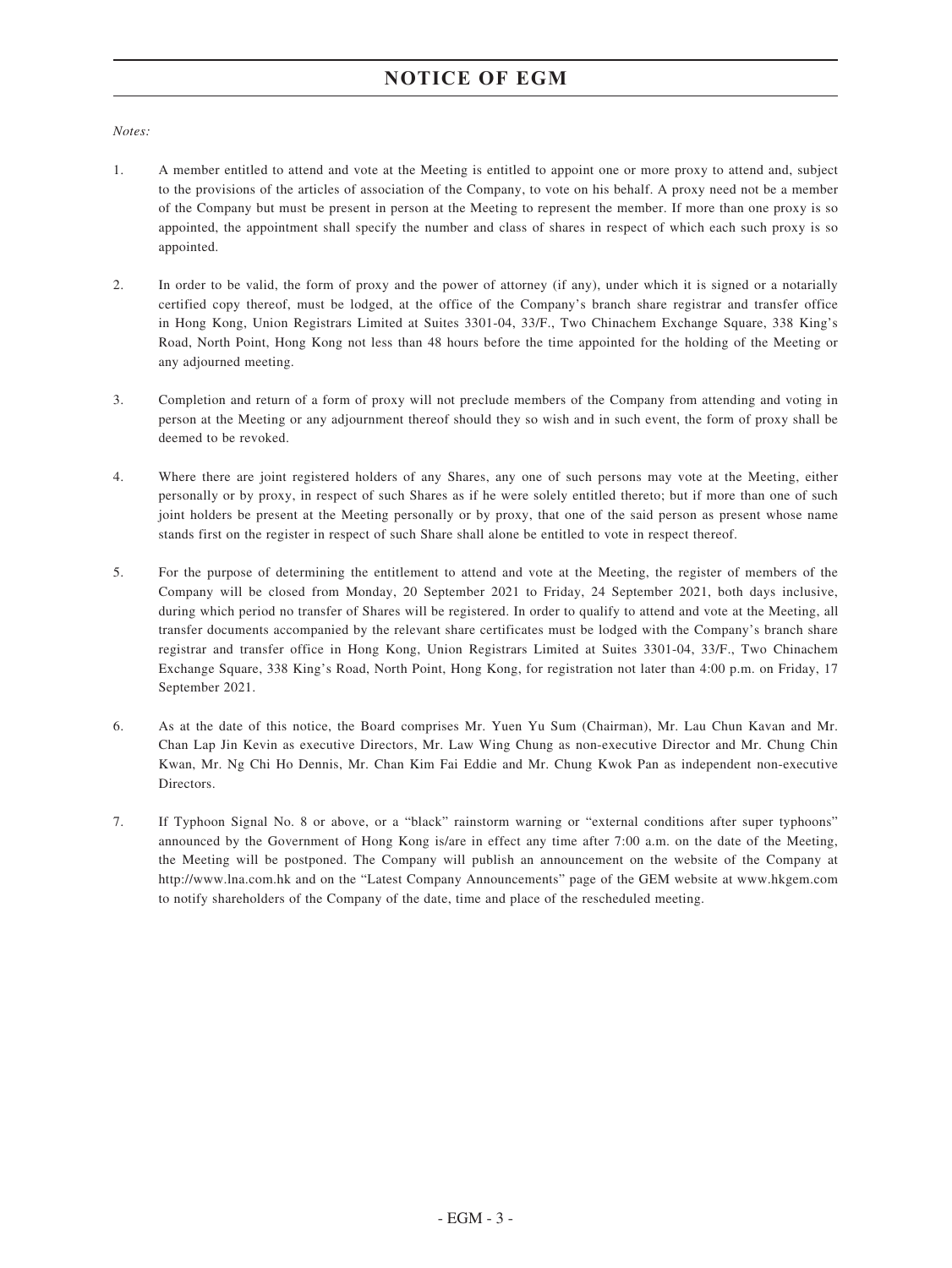# NOTICE OF EGM

*Notes:*

1. A member entitled to attend and vote at the Meeting is entitled to appoint one or more proxy to attend and, subject to the provisions of the articles of association of the Company, to vote on his behalf. A proxy need not be a member of the Company but must be present in person at the Meeting to represent the member. If more than one proxy is so appointed, the appointment shall specify the number and class of shares in respect of which each such proxy is so appointed.

2. In order to be valid, the form of proxy and the power of attorney (if any), under which it is signed or a notarially certified copy thereof, must be lodged, at the office of the Company's branch share registrar and transfer office in Hong Kong, Union Registrars Limited at Suites 3301-04, 33/F., Two Chinachem Exchange Square, 338 King's Road, North Point, Hong Kong not less than 48 hours before the time appointed for the holding of the Meeting or any adjourned meeting.

3. Completion and return of a form of proxy will not preclude members of the Company from attending and voting in person at the Meeting or any adjournment thereof should they so wish and in such event, the form of proxy shall be deemed to be revoked.

4. Where there are joint registered holders of any Shares, any one of such persons may vote at the Meeting, either personally or by proxy, in respect of such Shares as if he were solely entitled thereto; but if more than one of such joint holders be present at the Meeting personally or by proxy, that one of the said person as present whose name stands first on the register in respect of such Share shall alone be entitled to vote in respect thereof.

5. For the purpose of determining the entitlement to attend and vote at the Meeting, the register of members of the Company will be closed from Monday, 20 September 2021 to Friday, 24 September 2021, both days inclusive, during which period no transfer of Shares will be registered. In order to qualify to attend and vote at the Meeting, all transfer documents accompanied by the relevant share certificates must be lodged with the Company's branch share registrar and transfer office in Hong Kong, Union Registrars Limited at Suites 3301-04, 33/F., Two Chinachem Exchange Square, 338 King's Road, North Point, Hong Kong, for registration not later than 4:00 p.m. on Friday, 17 September 2021.

6. As at the date of this notice, the Board comprises Mr. Yuen Yu Sum (Chairman), Mr. Lau Chun Kavan and Mr. Chan Lap Jin Kevin as executive Directors, Mr. Law Wing Chung as non-executive Director and Mr. Chung Chin Kwan, Mr. Ng Chi Ho Dennis, Mr. Chan Kim Fai Eddie and Mr. Chung Kwok Pan as independent non-executive Directors.

7. If Typhoon Signal No. 8 or above, or a "black" rainstorm warning or "external conditions after super typhoons" announced by the Government of Hong Kong is/are in effect any time after 7:00 a.m. on the date of the Meeting, the Meeting will be postponed. The Company will publish an announcement on the website of the Company at http://www.lna.com.hk and on the "Latest Company Announcements" page of the GEM website at www.hkgem.com to notify shareholders of the Company of the date, time and place of the rescheduled meeting.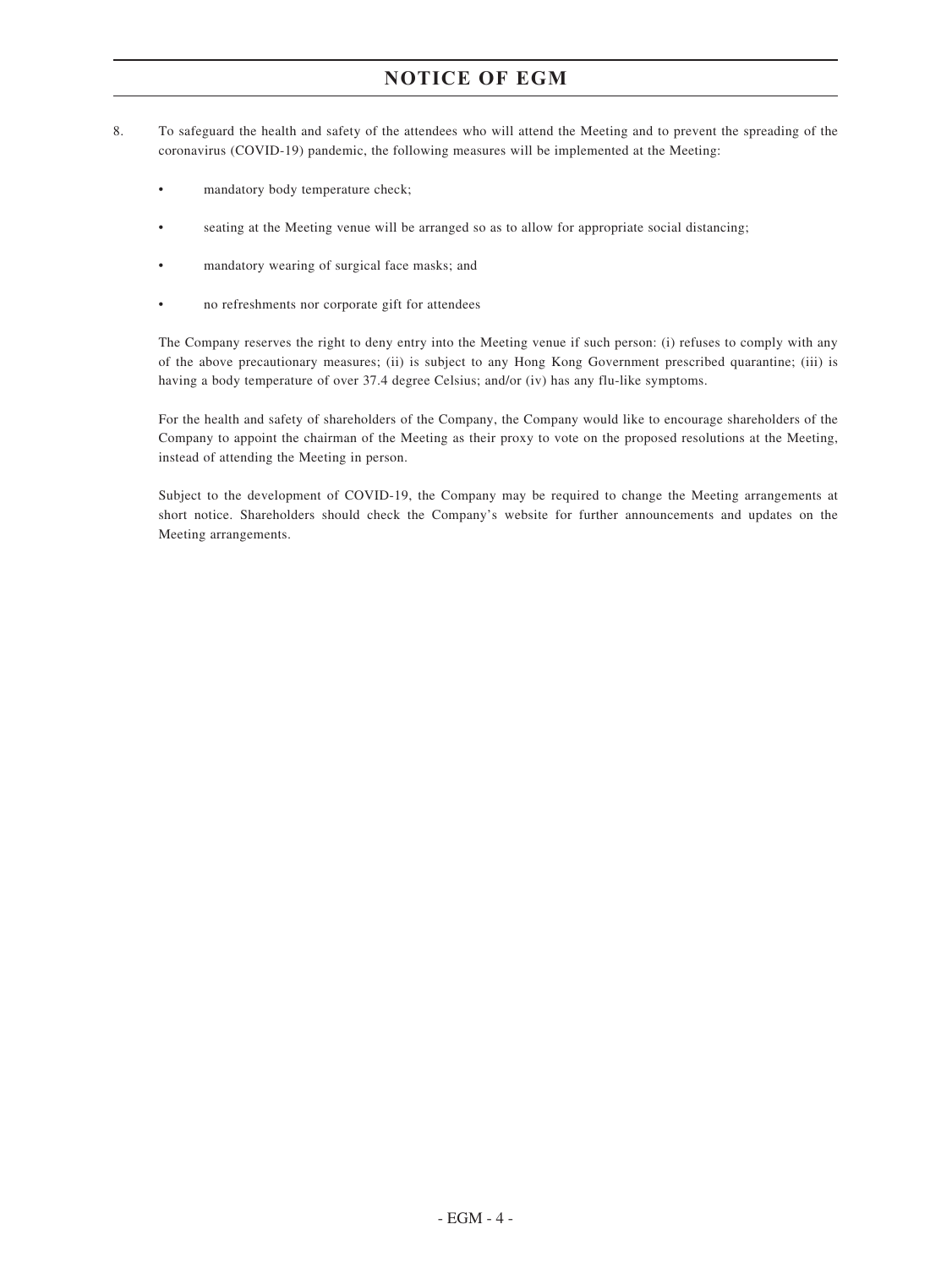8. To safeguard the health and safety of the attendees who will attend the Meeting and to prevent the spreading of the coronavirus (COVID-19) pandemic, the following measures will be implemented at the Meeting:

   - mandatory body temperature check;
   - seating at the Meeting venue will be arranged so as to allow for appropriate social distancing;
   - mandatory wearing of surgical face masks; and
   - no refreshments nor corporate gift for attendees

   The Company reserves the right to deny entry into the Meeting venue if such person: (i) refuses to comply with any of the above precautionary measures; (ii) is subject to any Hong Kong Government prescribed quarantine; (iii) is having a body temperature of over 37.4 degree Celsius; and/or (iv) has any flu-like symptoms.

   For the health and safety of shareholders of the Company, the Company would like to encourage shareholders of the Company to appoint the chairman of the Meeting as their proxy to vote on the proposed resolutions at the Meeting, instead of attending the Meeting in person.

   Subject to the development of COVID-19, the Company may be required to change the Meeting arrangements at short notice. Shareholders should check the Company's website for further announcements and updates on the Meeting arrangements.